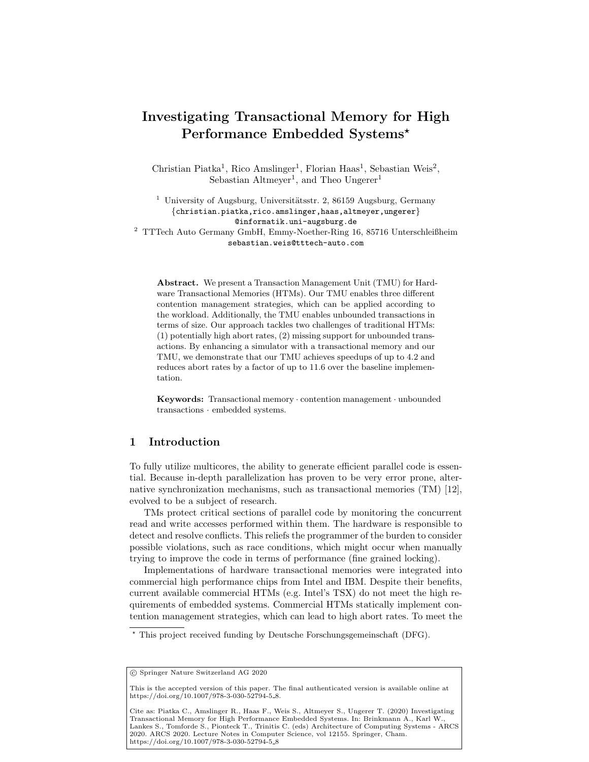# Investigating Transactional Memory for High Performance Embedded Systems*

Christian Piatka[1], Rico Amslinger[1], Florian Haas[1], Sebastian Weis[2], Sebastian Altmeyer[1], and Theo Ungerer[1]

[1] University of Augsburg, Universitätsstr. 2, 86159 Augsburg, Germany
{christian.piatka,rico.amslinger,haas,altmeyer,ungerer}@informatik.uni-augsburg.de

[2] TTTech Auto Germany GmbH, Emmy-Noether-Ring 16, 85716 Unterschleißheim
sebastian.weis@tttech-auto.com

**Abstract.** We present a Transaction Management Unit (TMU) for Hardware Transactional Memories (HTMs). Our TMU enables three different contention management strategies, which can be applied according to the workload. Additionally, the TMU enables unbounded transactions in terms of size. Our approach tackles two challenges of traditional HTMs: (1) potentially high abort rates, (2) missing support for unbounded transactions. By enhancing a simulator with a transactional memory and our TMU, we demonstrate that our TMU achieves speedups of up to 4.2 and reduces abort rates by a factor of up to 11.6 over the baseline implementation.

**Keywords:** Transactional memory · contention management · unbounded transactions · embedded systems.

## 1 Introduction

To fully utilize multicores, the ability to generate efficient parallel code is essential. Because in-depth parallelization has proven to be very error prone, alternative synchronization mechanisms, such as transactional memories (TM) [12], evolved to be a subject of research.

TMs protect critical sections of parallel code by monitoring the concurrent read and write accesses performed within them. The hardware is responsible to detect and resolve conflicts. This reliefs the programmer of the burden to consider possible violations, such as race conditions, which might occur when manually trying to improve the code in terms of performance (fine grained locking).

Implementations of hardware transactional memories were integrated into commercial high performance chips from Intel and IBM. Despite their benefits, current available commercial HTMs (e.g. Intel's TSX) do not meet the high requirements of embedded systems. Commercial HTMs statically implement contention management strategies, which can lead to high abort rates. To meet the

* This project received funding by Deutsche Forschungsgemeinschaft (DFG).

© Springer Nature Switzerland AG 2020

This is the accepted version of this paper. The final authenticated version is available online at https://doi.org/10.1007/978-3-030-52794-5_8.

Cite as: Piatka C., Amslinger R., Haas F., Weis S., Altmeyer S., Ungerer T. (2020) Investigating Transactional Memory for High Performance Embedded Systems. In: Brinkmann A., Karl W., Lankes S., Tomforde S., Pionteck T., Trinitis C. (eds) Architecture of Computing Systems - ARCS 2020. ARCS 2020. Lecture Notes in Computer Science, vol 12155. Springer, Cham. https://doi.org/10.1007/978-3-030-52794-5_8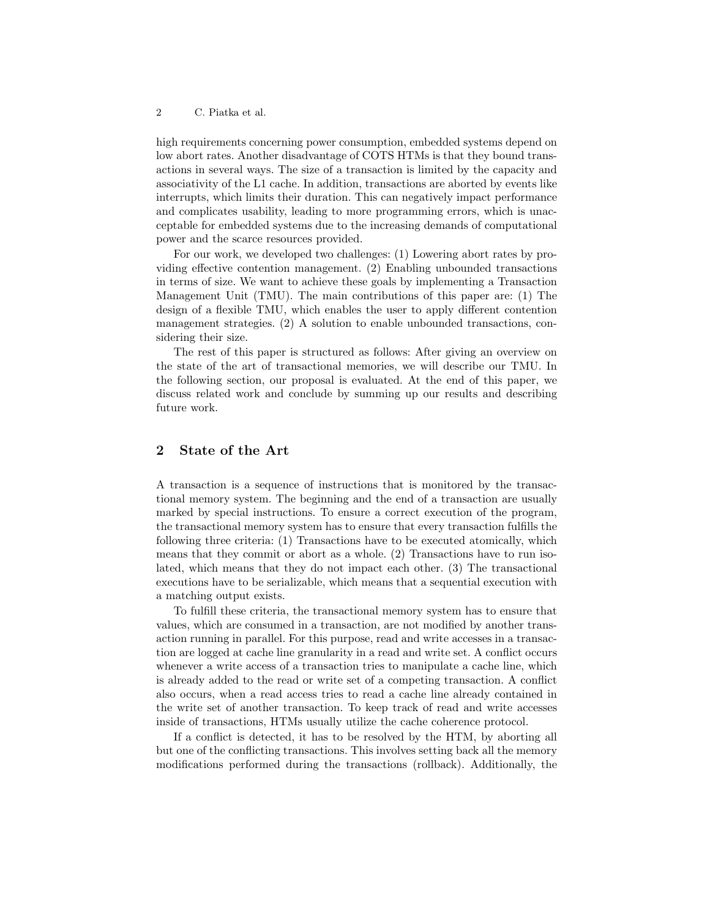high requirements concerning power consumption, embedded systems depend on low abort rates. Another disadvantage of COTS HTMs is that they bound transactions in several ways. The size of a transaction is limited by the capacity and associativity of the L1 cache. In addition, transactions are aborted by events like interrupts, which limits their duration. This can negatively impact performance and complicates usability, leading to more programming errors, which is unacceptable for embedded systems due to the increasing demands of computational power and the scarce resources provided.

For our work, we developed two challenges: (1) Lowering abort rates by providing effective contention management. (2) Enabling unbounded transactions in terms of size. We want to achieve these goals by implementing a Transaction Management Unit (TMU). The main contributions of this paper are: (1) The design of a flexible TMU, which enables the user to apply different contention management strategies. (2) A solution to enable unbounded transactions, considering their size.

The rest of this paper is structured as follows: After giving an overview on the state of the art of transactional memories, we will describe our TMU. In the following section, our proposal is evaluated. At the end of this paper, we discuss related work and conclude by summing up our results and describing future work.

## 2 State of the Art

A transaction is a sequence of instructions that is monitored by the transactional memory system. The beginning and the end of a transaction are usually marked by special instructions. To ensure a correct execution of the program, the transactional memory system has to ensure that every transaction fulfills the following three criteria: (1) Transactions have to be executed atomically, which means that they commit or abort as a whole. (2) Transactions have to run isolated, which means that they do not impact each other. (3) The transactional executions have to be serializable, which means that a sequential execution with a matching output exists.

To fulfill these criteria, the transactional memory system has to ensure that values, which are consumed in a transaction, are not modified by another transaction running in parallel. For this purpose, read and write accesses in a transaction are logged at cache line granularity in a read and write set. A conflict occurs whenever a write access of a transaction tries to manipulate a cache line, which is already added to the read or write set of a competing transaction. A conflict also occurs, when a read access tries to read a cache line already contained in the write set of another transaction. To keep track of read and write accesses inside of transactions, HTMs usually utilize the cache coherence protocol.

If a conflict is detected, it has to be resolved by the HTM, by aborting all but one of the conflicting transactions. This involves setting back all the memory modifications performed during the transactions (rollback). Additionally, the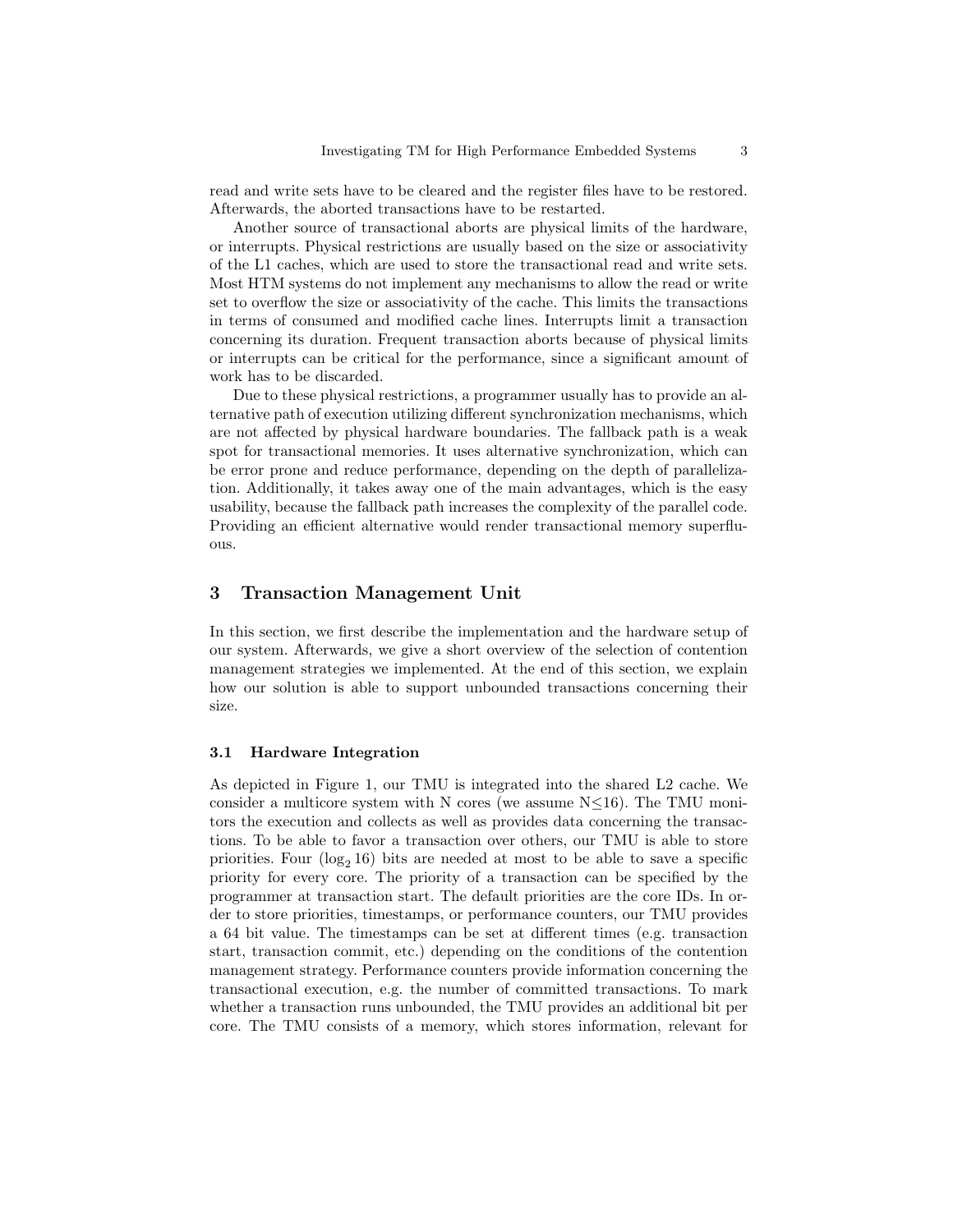read and write sets have to be cleared and the register files have to be restored. Afterwards, the aborted transactions have to be restarted.

Another source of transactional aborts are physical limits of the hardware, or interrupts. Physical restrictions are usually based on the size or associativity of the L1 caches, which are used to store the transactional read and write sets. Most HTM systems do not implement any mechanisms to allow the read or write set to overflow the size or associativity of the cache. This limits the transactions in terms of consumed and modified cache lines. Interrupts limit a transaction concerning its duration. Frequent transaction aborts because of physical limits or interrupts can be critical for the performance, since a significant amount of work has to be discarded.

Due to these physical restrictions, a programmer usually has to provide an alternative path of execution utilizing different synchronization mechanisms, which are not affected by physical hardware boundaries. The fallback path is a weak spot for transactional memories. It uses alternative synchronization, which can be error prone and reduce performance, depending on the depth of parallelization. Additionally, it takes away one of the main advantages, which is the easy usability, because the fallback path increases the complexity of the parallel code. Providing an efficient alternative would render transactional memory superfluous.

## 3 Transaction Management Unit

In this section, we first describe the implementation and the hardware setup of our system. Afterwards, we give a short overview of the selection of contention management strategies we implemented. At the end of this section, we explain how our solution is able to support unbounded transactions concerning their size.

### 3.1 Hardware Integration

As depicted in Figure 1, our TMU is integrated into the shared L2 cache. We consider a multicore system with N cores (we assume $N \leq 16$). The TMU monitors the execution and collects as well as provides data concerning the transactions. To be able to favor a transaction over others, our TMU is able to store priorities. Four ($\log_2 16$) bits are needed at most to be able to save a specific priority for every core. The priority of a transaction can be specified by the programmer at transaction start. The default priorities are the core IDs. In order to store priorities, timestamps, or performance counters, our TMU provides a 64 bit value. The timestamps can be set at different times (e.g. transaction start, transaction commit, etc.) depending on the conditions of the contention management strategy. Performance counters provide information concerning the transactional execution, e.g. the number of committed transactions. To mark whether a transaction runs unbounded, the TMU provides an additional bit per core. The TMU consists of a memory, which stores information, relevant for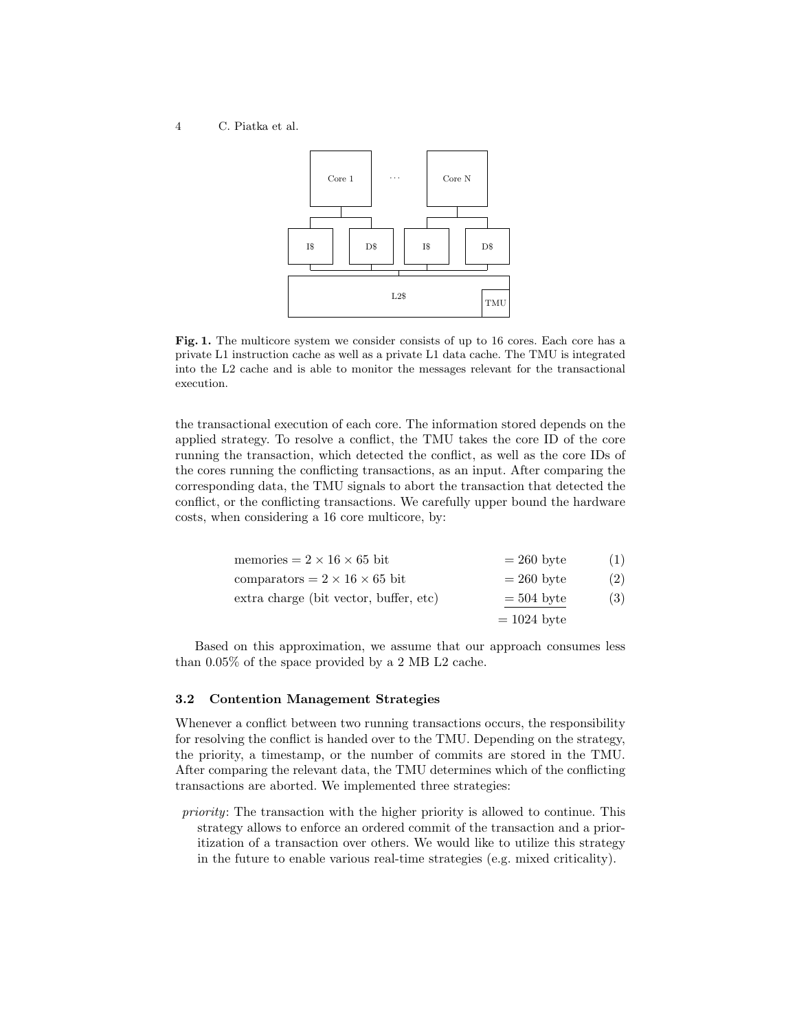Fig. 1. The multicore system we consider consists of up to 16 cores. Each core has a private L1 instruction cache as well as a private L1 data cache. The TMU is integrated into the L2 cache and is able to monitor the messages relevant for the transactional execution.

the transactional execution of each core. The information stored depends on the applied strategy. To resolve a conflict, the TMU takes the core ID of the core running the transaction, which detected the conflict, as well as the core IDs of the cores running the conflicting transactions, as an input. After comparing the corresponding data, the TMU signals to abort the transaction that detected the conflict, or the conflicting transactions. We carefully upper bound the hardware costs, when considering a 16 core multicore, by:

$$\text{memories} = 2 \times 16 \times 65 \text{ bit} \qquad = 260 \text{ byte} \tag{1}$$

$$\text{comparators} = 2 \times 16 \times 65 \text{ bit} \qquad = 260 \text{ byte} \tag{2}$$

$$\text{extra charge (bit vector, buffer, etc)} \qquad = 504 \text{ byte} \tag{3}$$

$$= 1024 \text{ byte}$$

Based on this approximation, we assume that our approach consumes less than 0.05% of the space provided by a 2 MB L2 cache.

### 3.2 Contention Management Strategies

Whenever a conflict between two running transactions occurs, the responsibility for resolving the conflict is handed over to the TMU. Depending on the strategy, the priority, a timestamp, or the number of commits are stored in the TMU. After comparing the relevant data, the TMU determines which of the conflicting transactions are aborted. We implemented three strategies:

*priority*: The transaction with the higher priority is allowed to continue. This strategy allows to enforce an ordered commit of the transaction and a prioritization of a transaction over others. We would like to utilize this strategy in the future to enable various real-time strategies (e.g. mixed criticality).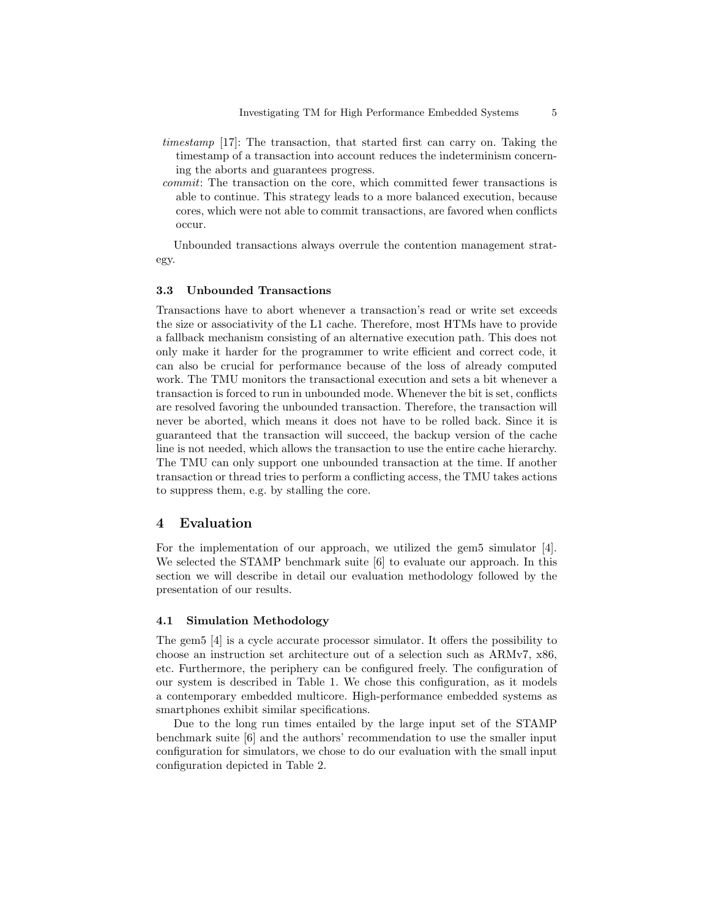*timestamp* [17]: The transaction, that started first can carry on. Taking the timestamp of a transaction into account reduces the indeterminism concerning the aborts and guarantees progress.

*commit*: The transaction on the core, which committed fewer transactions is able to continue. This strategy leads to a more balanced execution, because cores, which were not able to commit transactions, are favored when conflicts occur.

Unbounded transactions always overrule the contention management strategy.

### 3.3 Unbounded Transactions

Transactions have to abort whenever a transaction's read or write set exceeds the size or associativity of the L1 cache. Therefore, most HTMs have to provide a fallback mechanism consisting of an alternative execution path. This does not only make it harder for the programmer to write efficient and correct code, it can also be crucial for performance because of the loss of already computed work. The TMU monitors the transactional execution and sets a bit whenever a transaction is forced to run in unbounded mode. Whenever the bit is set, conflicts are resolved favoring the unbounded transaction. Therefore, the transaction will never be aborted, which means it does not have to be rolled back. Since it is guaranteed that the transaction will succeed, the backup version of the cache line is not needed, which allows the transaction to use the entire cache hierarchy. The TMU can only support one unbounded transaction at the time. If another transaction or thread tries to perform a conflicting access, the TMU takes actions to suppress them, e.g. by stalling the core.

## 4 Evaluation

For the implementation of our approach, we utilized the gem5 simulator [4]. We selected the STAMP benchmark suite [6] to evaluate our approach. In this section we will describe in detail our evaluation methodology followed by the presentation of our results.

### 4.1 Simulation Methodology

The gem5 [4] is a cycle accurate processor simulator. It offers the possibility to choose an instruction set architecture out of a selection such as ARMv7, x86, etc. Furthermore, the periphery can be configured freely. The configuration of our system is described in Table 1. We chose this configuration, as it models a contemporary embedded multicore. High-performance embedded systems as smartphones exhibit similar specifications.

Due to the long run times entailed by the large input set of the STAMP benchmark suite [6] and the authors' recommendation to use the smaller input configuration for simulators, we chose to do our evaluation with the small input configuration depicted in Table 2.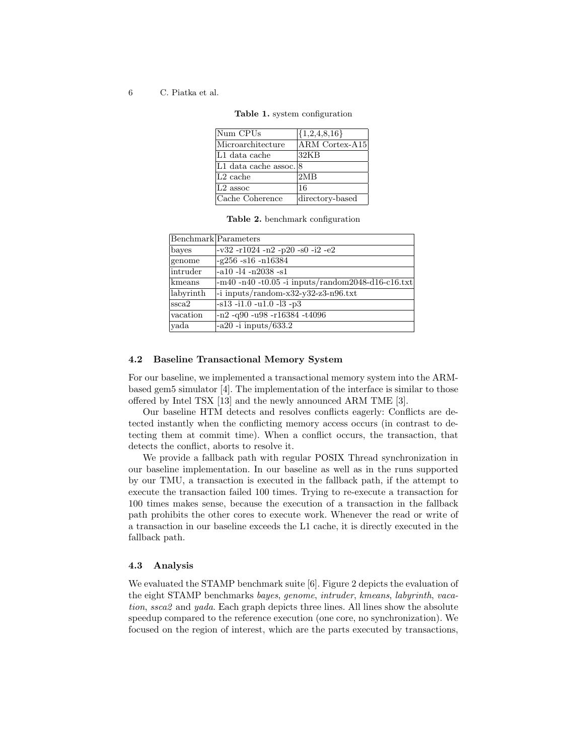**Table 1.** system configuration

| Num CPUs | {1,2,4,8,16} |
|---|---|
| Microarchitecture | ARM Cortex-A15 |
| L1 data cache | 32KB |
| L1 data cache assoc. | 8 |
| L2 cache | 2MB |
| L2 assoc | 16 |
| Cache Coherence | directory-based |

**Table 2.** benchmark configuration

| Benchmark | Parameters |
|---|---|
| bayes | -v32 -r1024 -n2 -p20 -s0 -i2 -e2 |
| genome | -g256 -s16 -n16384 |
| intruder | -a10 -l4 -n2038 -s1 |
| kmeans | -m40 -n40 -t0.05 -i inputs/random2048-d16-c16.txt |
| labyrinth | -i inputs/random-x32-y32-z3-n96.txt |
| ssca2 | -s13 -i1.0 -u1.0 -l3 -p3 |
| vacation | -n2 -q90 -u98 -r16384 -t4096 |
| yada | -a20 -i inputs/633.2 |

### 4.2 Baseline Transactional Memory System

For our baseline, we implemented a transactional memory system into the ARM-based gem5 simulator [4]. The implementation of the interface is similar to those offered by Intel TSX [13] and the newly announced ARM TME [3].

Our baseline HTM detects and resolves conflicts eagerly: Conflicts are detected instantly when the conflicting memory access occurs (in contrast to detecting them at commit time). When a conflict occurs, the transaction, that detects the conflict, aborts to resolve it.

We provide a fallback path with regular POSIX Thread synchronization in our baseline implementation. In our baseline as well as in the runs supported by our TMU, a transaction is executed in the fallback path, if the attempt to execute the transaction failed 100 times. Trying to re-execute a transaction for 100 times makes sense, because the execution of a transaction in the fallback path prohibits the other cores to execute work. Whenever the read or write of a transaction in our baseline exceeds the L1 cache, it is directly executed in the fallback path.

### 4.3 Analysis

We evaluated the STAMP benchmark suite [6]. Figure 2 depicts the evaluation of the eight STAMP benchmarks *bayes*, *genome*, *intruder*, *kmeans*, *labyrinth*, *vacation*, *ssca2* and *yada*. Each graph depicts three lines. All lines show the absolute speedup compared to the reference execution (one core, no synchronization). We focused on the region of interest, which are the parts executed by transactions,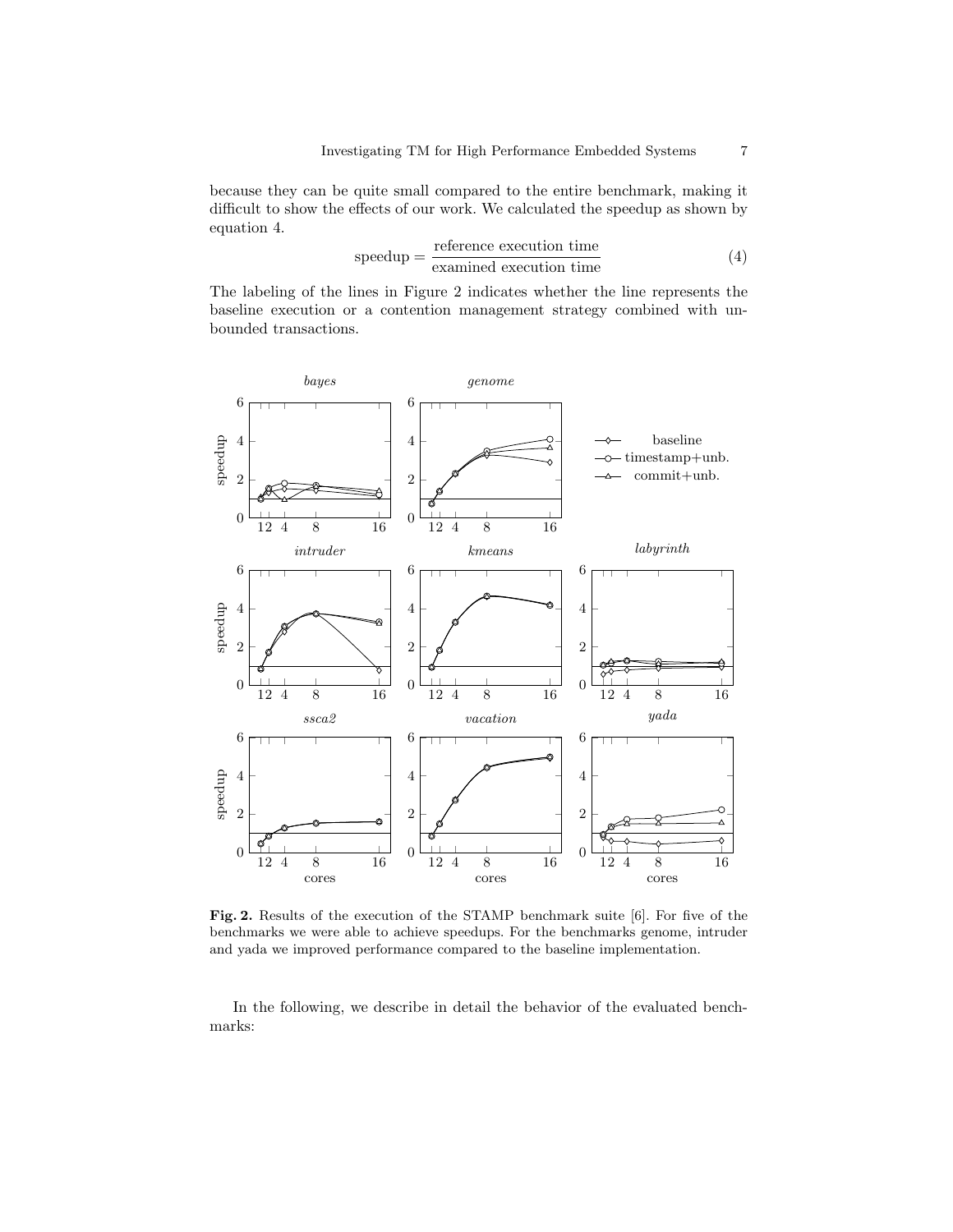because they can be quite small compared to the entire benchmark, making it difficult to show the effects of our work. We calculated the speedup as shown by equation 4.

$$\text{speedup} = \frac{\text{reference execution time}}{\text{examined execution time}} \tag{4}$$

The labeling of the lines in Figure 2 indicates whether the line represents the baseline execution or a contention management strategy combined with unbounded transactions.

**Fig. 2.** Results of the execution of the STAMP benchmark suite [6]. For five of the benchmarks we were able to achieve speedups. For the benchmarks genome, intruder and yada we improved performance compared to the baseline implementation.

In the following, we describe in detail the behavior of the evaluated benchmarks: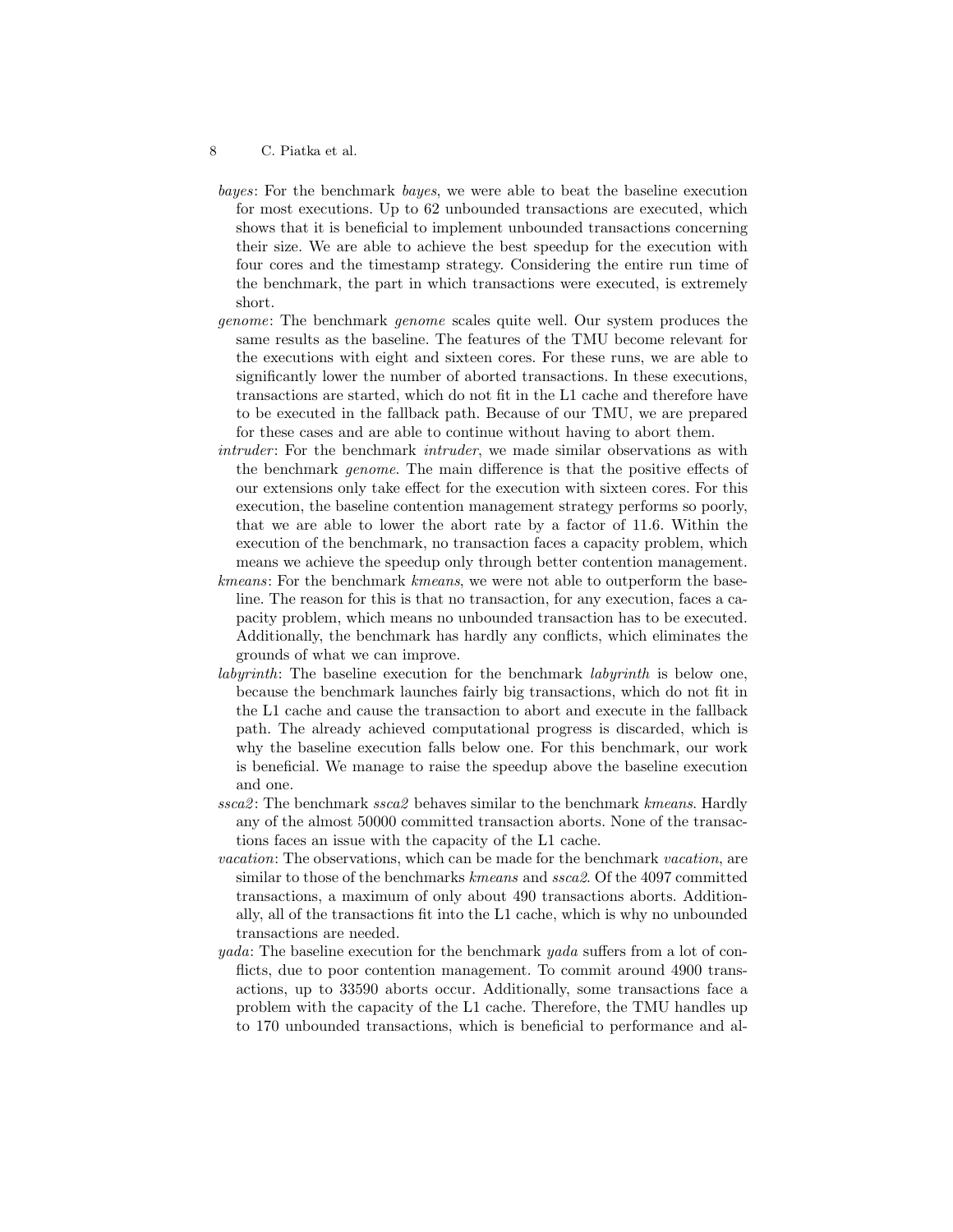- *bayes*: For the benchmark *bayes*, we were able to beat the baseline execution for most executions. Up to 62 unbounded transactions are executed, which shows that it is beneficial to implement unbounded transactions concerning their size. We are able to achieve the best speedup for the execution with four cores and the timestamp strategy. Considering the entire run time of the benchmark, the part in which transactions were executed, is extremely short.
- *genome*: The benchmark *genome* scales quite well. Our system produces the same results as the baseline. The features of the TMU become relevant for the executions with eight and sixteen cores. For these runs, we are able to significantly lower the number of aborted transactions. In these executions, transactions are started, which do not fit in the L1 cache and therefore have to be executed in the fallback path. Because of our TMU, we are prepared for these cases and are able to continue without having to abort them.
- *intruder*: For the benchmark *intruder*, we made similar observations as with the benchmark *genome*. The main difference is that the positive effects of our extensions only take effect for the execution with sixteen cores. For this execution, the baseline contention management strategy performs so poorly, that we are able to lower the abort rate by a factor of 11.6. Within the execution of the benchmark, no transaction faces a capacity problem, which means we achieve the speedup only through better contention management.
- *kmeans*: For the benchmark *kmeans*, we were not able to outperform the baseline. The reason for this is that no transaction, for any execution, faces a capacity problem, which means no unbounded transaction has to be executed. Additionally, the benchmark has hardly any conflicts, which eliminates the grounds of what we can improve.
- *labyrinth*: The baseline execution for the benchmark *labyrinth* is below one, because the benchmark launches fairly big transactions, which do not fit in the L1 cache and cause the transaction to abort and execute in the fallback path. The already achieved computational progress is discarded, which is why the baseline execution falls below one. For this benchmark, our work is beneficial. We manage to raise the speedup above the baseline execution and one.
- *ssca2*: The benchmark *ssca2* behaves similar to the benchmark *kmeans*. Hardly any of the almost 50000 committed transaction aborts. None of the transactions faces an issue with the capacity of the L1 cache.
- *vacation*: The observations, which can be made for the benchmark *vacation*, are similar to those of the benchmarks *kmeans* and *ssca2*. Of the 4097 committed transactions, a maximum of only about 490 transactions aborts. Additionally, all of the transactions fit into the L1 cache, which is why no unbounded transactions are needed.
- *yada*: The baseline execution for the benchmark *yada* suffers from a lot of conflicts, due to poor contention management. To commit around 4900 transactions, up to 33590 aborts occur. Additionally, some transactions face a problem with the capacity of the L1 cache. Therefore, the TMU handles up to 170 unbounded transactions, which is beneficial to performance and al-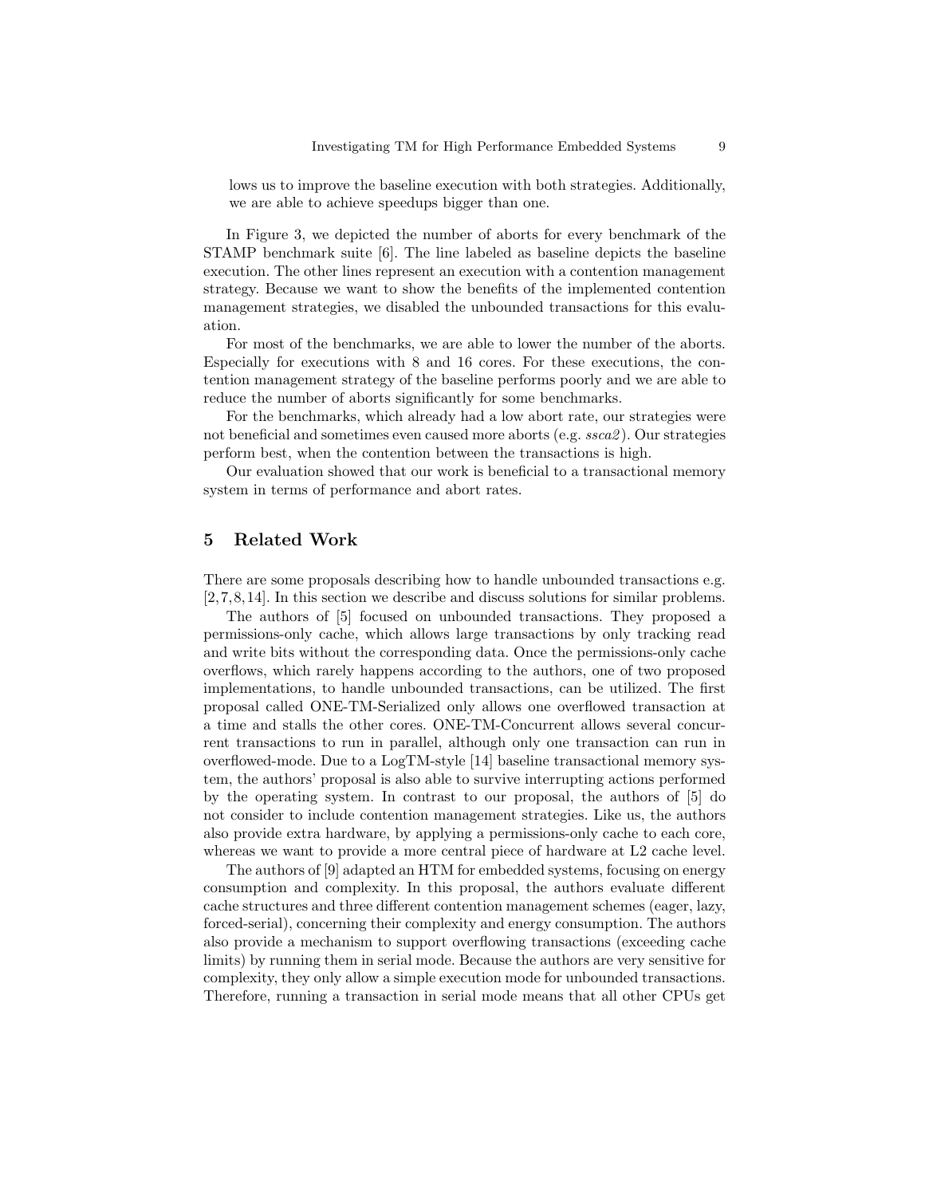lows us to improve the baseline execution with both strategies. Additionally, we are able to achieve speedups bigger than one.

In Figure 3, we depicted the number of aborts for every benchmark of the STAMP benchmark suite [6]. The line labeled as baseline depicts the baseline execution. The other lines represent an execution with a contention management strategy. Because we want to show the benefits of the implemented contention management strategies, we disabled the unbounded transactions for this evaluation.

For most of the benchmarks, we are able to lower the number of the aborts. Especially for executions with 8 and 16 cores. For these executions, the contention management strategy of the baseline performs poorly and we are able to reduce the number of aborts significantly for some benchmarks.

For the benchmarks, which already had a low abort rate, our strategies were not beneficial and sometimes even caused more aborts (e.g. *ssca2*). Our strategies perform best, when the contention between the transactions is high.

Our evaluation showed that our work is beneficial to a transactional memory system in terms of performance and abort rates.

## 5 Related Work

There are some proposals describing how to handle unbounded transactions e.g. [2,7,8,14]. In this section we describe and discuss solutions for similar problems.

The authors of [5] focused on unbounded transactions. They proposed a permissions-only cache, which allows large transactions by only tracking read and write bits without the corresponding data. Once the permissions-only cache overflows, which rarely happens according to the authors, one of two proposed implementations, to handle unbounded transactions, can be utilized. The first proposal called ONE-TM-Serialized only allows one overflowed transaction at a time and stalls the other cores. ONE-TM-Concurrent allows several concurrent transactions to run in parallel, although only one transaction can run in overflowed-mode. Due to a LogTM-style [14] baseline transactional memory system, the authors' proposal is also able to survive interrupting actions performed by the operating system. In contrast to our proposal, the authors of [5] do not consider to include contention management strategies. Like us, the authors also provide extra hardware, by applying a permissions-only cache to each core, whereas we want to provide a more central piece of hardware at L2 cache level.

The authors of [9] adapted an HTM for embedded systems, focusing on energy consumption and complexity. In this proposal, the authors evaluate different cache structures and three different contention management schemes (eager, lazy, forced-serial), concerning their complexity and energy consumption. The authors also provide a mechanism to support overflowing transactions (exceeding cache limits) by running them in serial mode. Because the authors are very sensitive for complexity, they only allow a simple execution mode for unbounded transactions. Therefore, running a transaction in serial mode means that all other CPUs get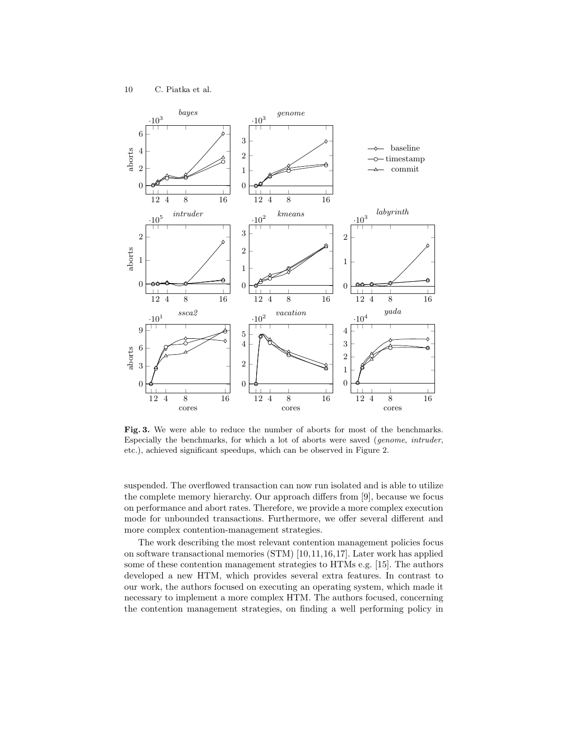**Fig. 3.** We were able to reduce the number of aborts for most of the benchmarks. Especially the benchmarks, for which a lot of aborts were saved (*genome*, *intruder*, etc.), achieved significant speedups, which can be observed in Figure 2.

suspended. The overflowed transaction can now run isolated and is able to utilize the complete memory hierarchy. Our approach differs from [9], because we focus on performance and abort rates. Therefore, we provide a more complex execution mode for unbounded transactions. Furthermore, we offer several different and more complex contention-management strategies.

The work describing the most relevant contention management policies focus on software transactional memories (STM) [10,11,16,17]. Later work has applied some of these contention management strategies to HTMs e.g. [15]. The authors developed a new HTM, which provides several extra features. In contrast to our work, the authors focused on executing an operating system, which made it necessary to implement a more complex HTM. The authors focused, concerning the contention management strategies, on finding a well performing policy in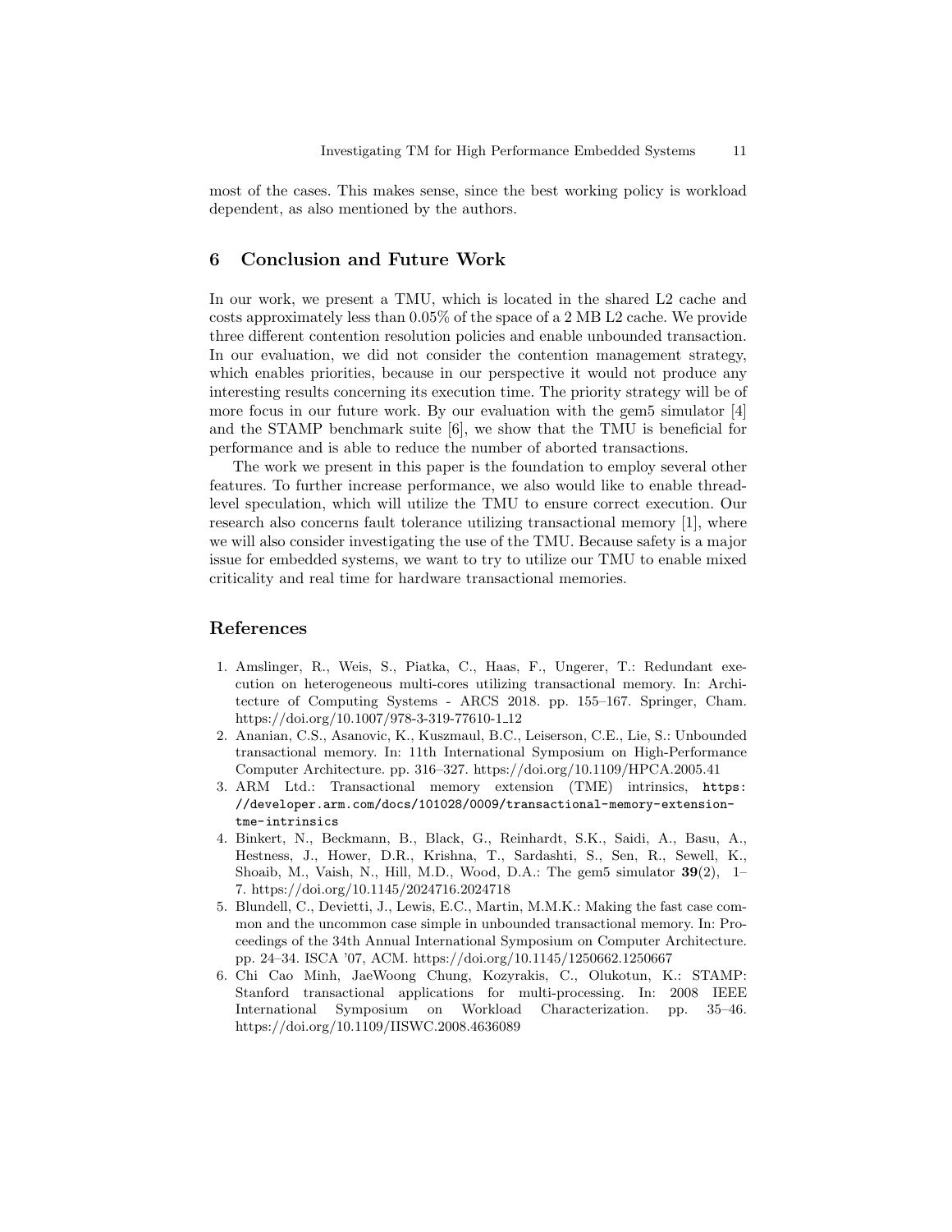most of the cases. This makes sense, since the best working policy is workload dependent, as also mentioned by the authors.

## 6 Conclusion and Future Work

In our work, we present a TMU, which is located in the shared L2 cache and costs approximately less than 0.05% of the space of a 2 MB L2 cache. We provide three different contention resolution policies and enable unbounded transaction. In our evaluation, we did not consider the contention management strategy, which enables priorities, because in our perspective it would not produce any interesting results concerning its execution time. The priority strategy will be of more focus in our future work. By our evaluation with the gem5 simulator [4] and the STAMP benchmark suite [6], we show that the TMU is beneficial for performance and is able to reduce the number of aborted transactions.

The work we present in this paper is the foundation to employ several other features. To further increase performance, we also would like to enable thread-level speculation, which will utilize the TMU to ensure correct execution. Our research also concerns fault tolerance utilizing transactional memory [1], where we will also consider investigating the use of the TMU. Because safety is a major issue for embedded systems, we want to try to utilize our TMU to enable mixed criticality and real time for hardware transactional memories.

## References

1. Amslinger, R., Weis, S., Piatka, C., Haas, F., Ungerer, T.: Redundant execution on heterogeneous multi-cores utilizing transactional memory. In: Architecture of Computing Systems - ARCS 2018. pp. 155–167. Springer, Cham. https://doi.org/10.1007/978-3-319-77610-1_12
2. Ananian, C.S., Asanovic, K., Kuszmaul, B.C., Leiserson, C.E., Lie, S.: Unbounded transactional memory. In: 11th International Symposium on High-Performance Computer Architecture. pp. 316–327. https://doi.org/10.1109/HPCA.2005.41
3. ARM Ltd.: Transactional memory extension (TME) intrinsics, `https://developer.arm.com/docs/101028/0009/transactional-memory-extension-tme-intrinsics`
4. Binkert, N., Beckmann, B., Black, G., Reinhardt, S.K., Saidi, A., Basu, A., Hestness, J., Hower, D.R., Krishna, T., Sardashti, S., Sen, R., Sewell, K., Shoaib, M., Vaish, N., Hill, M.D., Wood, D.A.: The gem5 simulator **39**(2), 1–7. https://doi.org/10.1145/2024716.2024718
5. Blundell, C., Devietti, J., Lewis, E.C., Martin, M.M.K.: Making the fast case common and the uncommon case simple in unbounded transactional memory. In: Proceedings of the 34th Annual International Symposium on Computer Architecture. pp. 24–34. ISCA '07, ACM. https://doi.org/10.1145/1250662.1250667
6. Chi Cao Minh, JaeWoong Chung, Kozyrakis, C., Olukotun, K.: STAMP: Stanford transactional applications for multi-processing. In: 2008 IEEE International Symposium on Workload Characterization. pp. 35–46. https://doi.org/10.1109/IISWC.2008.4636089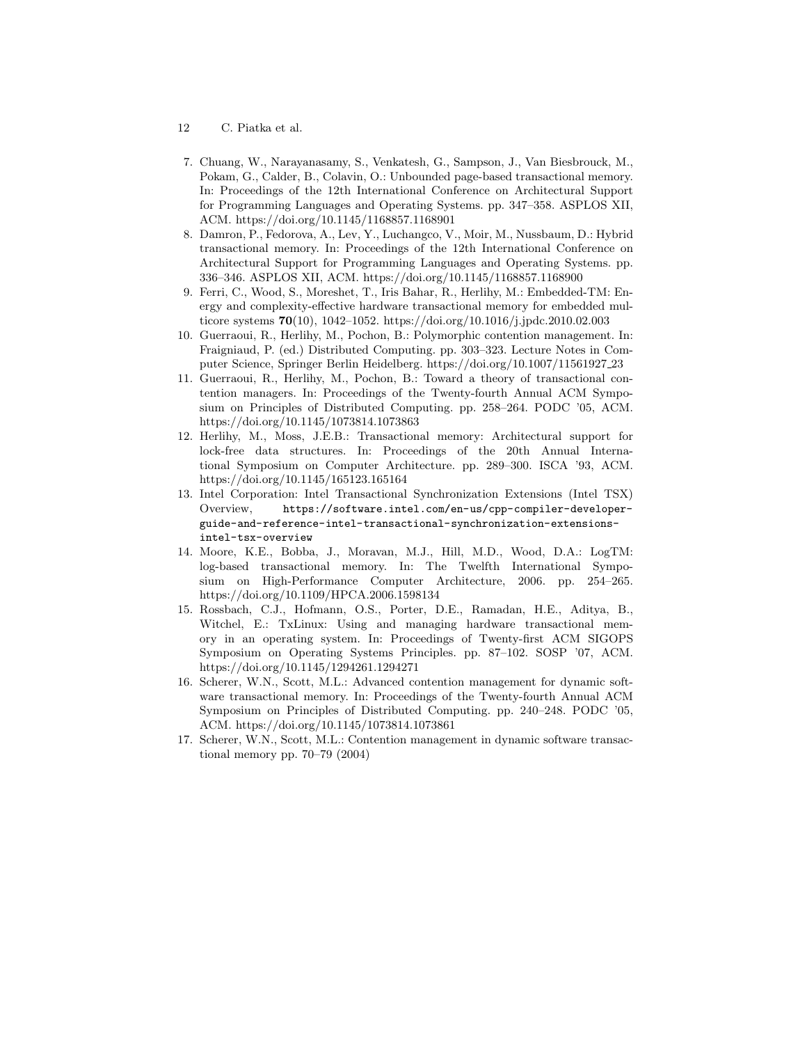7. Chuang, W., Narayanasamy, S., Venkatesh, G., Sampson, J., Van Biesbrouck, M., Pokam, G., Calder, B., Colavin, O.: Unbounded page-based transactional memory. In: Proceedings of the 12th International Conference on Architectural Support for Programming Languages and Operating Systems. pp. 347–358. ASPLOS XII, ACM. https://doi.org/10.1145/1168857.1168901
8. Damron, P., Fedorova, A., Lev, Y., Luchangco, V., Moir, M., Nussbaum, D.: Hybrid transactional memory. In: Proceedings of the 12th International Conference on Architectural Support for Programming Languages and Operating Systems. pp. 336–346. ASPLOS XII, ACM. https://doi.org/10.1145/1168857.1168900
9. Ferri, C., Wood, S., Moreshet, T., Iris Bahar, R., Herlihy, M.: Embedded-TM: Energy and complexity-effective hardware transactional memory for embedded multicore systems **70**(10), 1042–1052. https://doi.org/10.1016/j.jpdc.2010.02.003
10. Guerraoui, R., Herlihy, M., Pochon, B.: Polymorphic contention management. In: Fraigniaud, P. (ed.) Distributed Computing. pp. 303–323. Lecture Notes in Computer Science, Springer Berlin Heidelberg. https://doi.org/10.1007/11561927_23
11. Guerraoui, R., Herlihy, M., Pochon, B.: Toward a theory of transactional contention managers. In: Proceedings of the Twenty-fourth Annual ACM Symposium on Principles of Distributed Computing. pp. 258–264. PODC '05, ACM. https://doi.org/10.1145/1073814.1073863
12. Herlihy, M., Moss, J.E.B.: Transactional memory: Architectural support for lock-free data structures. In: Proceedings of the 20th Annual International Symposium on Computer Architecture. pp. 289–300. ISCA '93, ACM. https://doi.org/10.1145/165123.165164
13. Intel Corporation: Intel Transactional Synchronization Extensions (Intel TSX) Overview, `https://software.intel.com/en-us/cpp-compiler-developer-guide-and-reference-intel-transactional-synchronization-extensions-intel-tsx-overview`
14. Moore, K.E., Bobba, J., Moravan, M.J., Hill, M.D., Wood, D.A.: LogTM: log-based transactional memory. In: The Twelfth International Symposium on High-Performance Computer Architecture, 2006. pp. 254–265. https://doi.org/10.1109/HPCA.2006.1598134
15. Rossbach, C.J., Hofmann, O.S., Porter, D.E., Ramadan, H.E., Aditya, B., Witchel, E.: TxLinux: Using and managing hardware transactional memory in an operating system. In: Proceedings of Twenty-first ACM SIGOPS Symposium on Operating Systems Principles. pp. 87–102. SOSP '07, ACM. https://doi.org/10.1145/1294261.1294271
16. Scherer, W.N., Scott, M.L.: Advanced contention management for dynamic software transactional memory. In: Proceedings of the Twenty-fourth Annual ACM Symposium on Principles of Distributed Computing. pp. 240–248. PODC '05, ACM. https://doi.org/10.1145/1073814.1073861
17. Scherer, W.N., Scott, M.L.: Contention management in dynamic software transactional memory pp. 70–79 (2004)